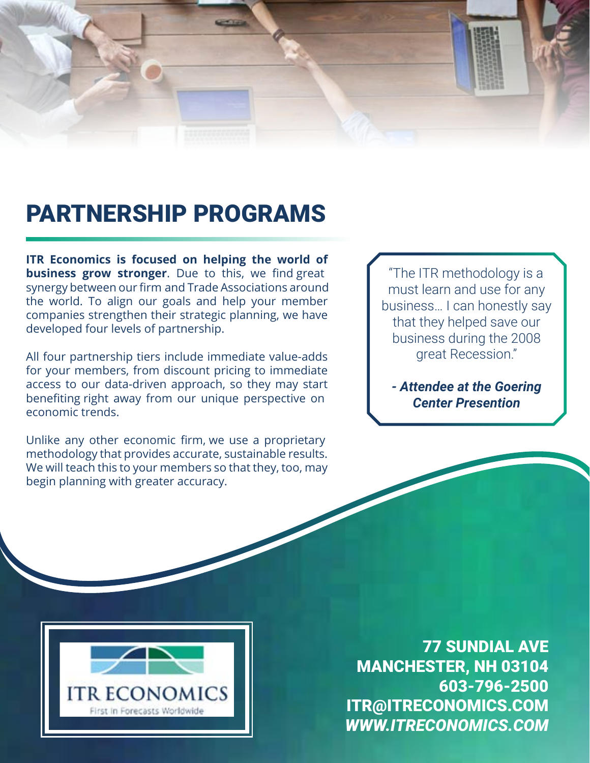# PARTNERSHIP PROGRAMS

**ITR Economics is focused on helping the world of business grow stronger**. Due to this, we find great synergy between our firm and Trade Associations around the world. To align our goals and help your member companies strengthen their strategic planning, we have developed four levels of partnership.

All four partnership tiers include immediate value-adds for your members, from discount pricing to immediate access to our data-driven approach, so they may start benefiting right away from our unique perspective on economic trends.

Unlike any other economic firm, we use a proprietary methodology that provides accurate, sustainable results. We will teach this to your members so that they, too, may begin planning with greater accuracy.

> "The ITR methodology is a must learn and use for any business… I can honestly say that they helped save our business during the 2008 great Recession."
>
> ***- Attendee at the Goering Center Presention***

ITR ECONOMICS

First in Forecasts Worldwide

**77 SUNDIAL AVE**
**MANCHESTER, NH 03104**
**603-796-2500**
**ITR@ITRECONOMICS.COM**
***WWW.ITRECONOMICS.COM***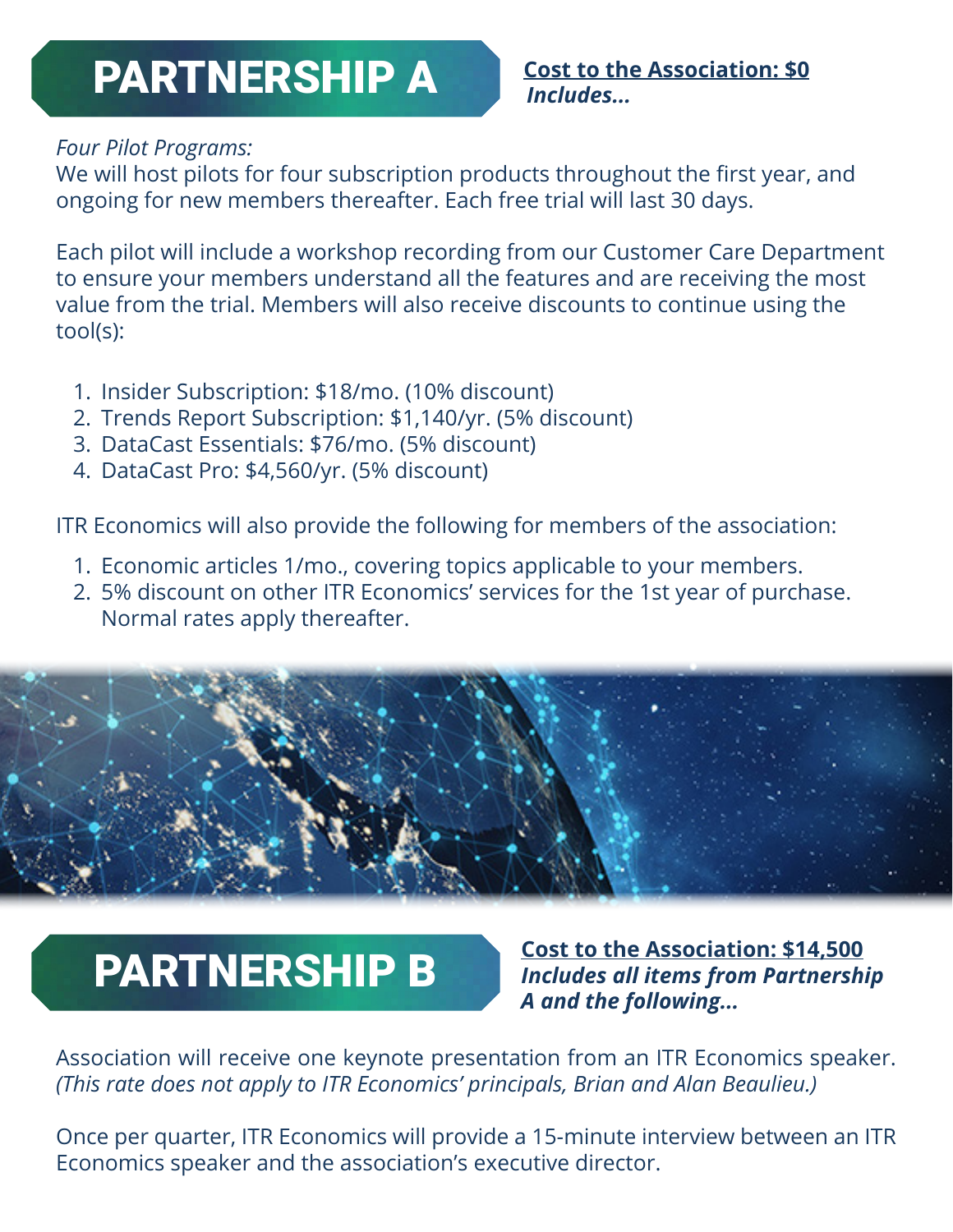# PARTNERSHIP A

**Cost to the Association: $0**
***Includes...***

*Four Pilot Programs:*
We will host pilots for four subscription products throughout the first year, and ongoing for new members thereafter. Each free trial will last 30 days.

Each pilot will include a workshop recording from our Customer Care Department to ensure your members understand all the features and are receiving the most value from the trial. Members will also receive discounts to continue using the tool(s):

1. Insider Subscription: $18/mo. (10% discount)
2. Trends Report Subscription: $1,140/yr. (5% discount)
3. DataCast Essentials: $76/mo. (5% discount)
4. DataCast Pro: $4,560/yr. (5% discount)

ITR Economics will also provide the following for members of the association:

1. Economic articles 1/mo., covering topics applicable to your members.
2. 5% discount on other ITR Economics' services for the 1st year of purchase. Normal rates apply thereafter.

# PARTNERSHIP B

**Cost to the Association: $14,500**
***Includes all items from Partnership A and the following...***

Association will receive one keynote presentation from an ITR Economics speaker. *(This rate does not apply to ITR Economics' principals, Brian and Alan Beaulieu.)*

Once per quarter, ITR Economics will provide a 15-minute interview between an ITR Economics speaker and the association's executive director.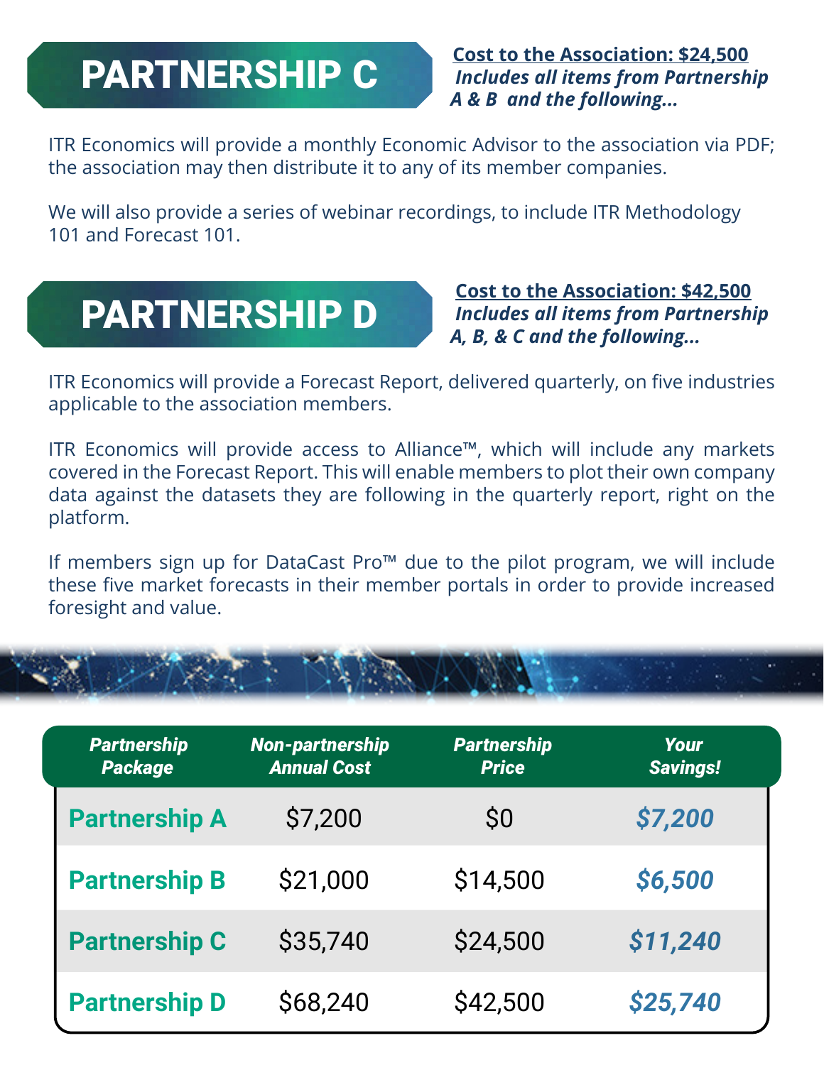## PARTNERSHIP C

**Cost to the Association: $24,500**
***Includes all items from Partnership A & B and the following...***

ITR Economics will provide a monthly Economic Advisor to the association via PDF; the association may then distribute it to any of its member companies.

We will also provide a series of webinar recordings, to include ITR Methodology 101 and Forecast 101.

## PARTNERSHIP D

**Cost to the Association: $42,500**
***Includes all items from Partnership A, B, & C and the following...***

ITR Economics will provide a Forecast Report, delivered quarterly, on five industries applicable to the association members.

ITR Economics will provide access to Alliance™, which will include any markets covered in the Forecast Report. This will enable members to plot their own company data against the datasets they are following in the quarterly report, right on the platform.

If members sign up for DataCast Pro™ due to the pilot program, we will include these five market forecasts in their member portals in order to provide increased foresight and value.

| *Partnership Package* | *Non-partnership Annual Cost* | *Partnership Price* | *Your Savings!* |
|---|---|---|---|
| **Partnership A** | $7,200 | $0 | ***$7,200*** |
| **Partnership B** | $21,000 | $14,500 | ***$6,500*** |
| **Partnership C** | $35,740 | $24,500 | ***$11,240*** |
| **Partnership D** | $68,240 | $42,500 | ***$25,740*** |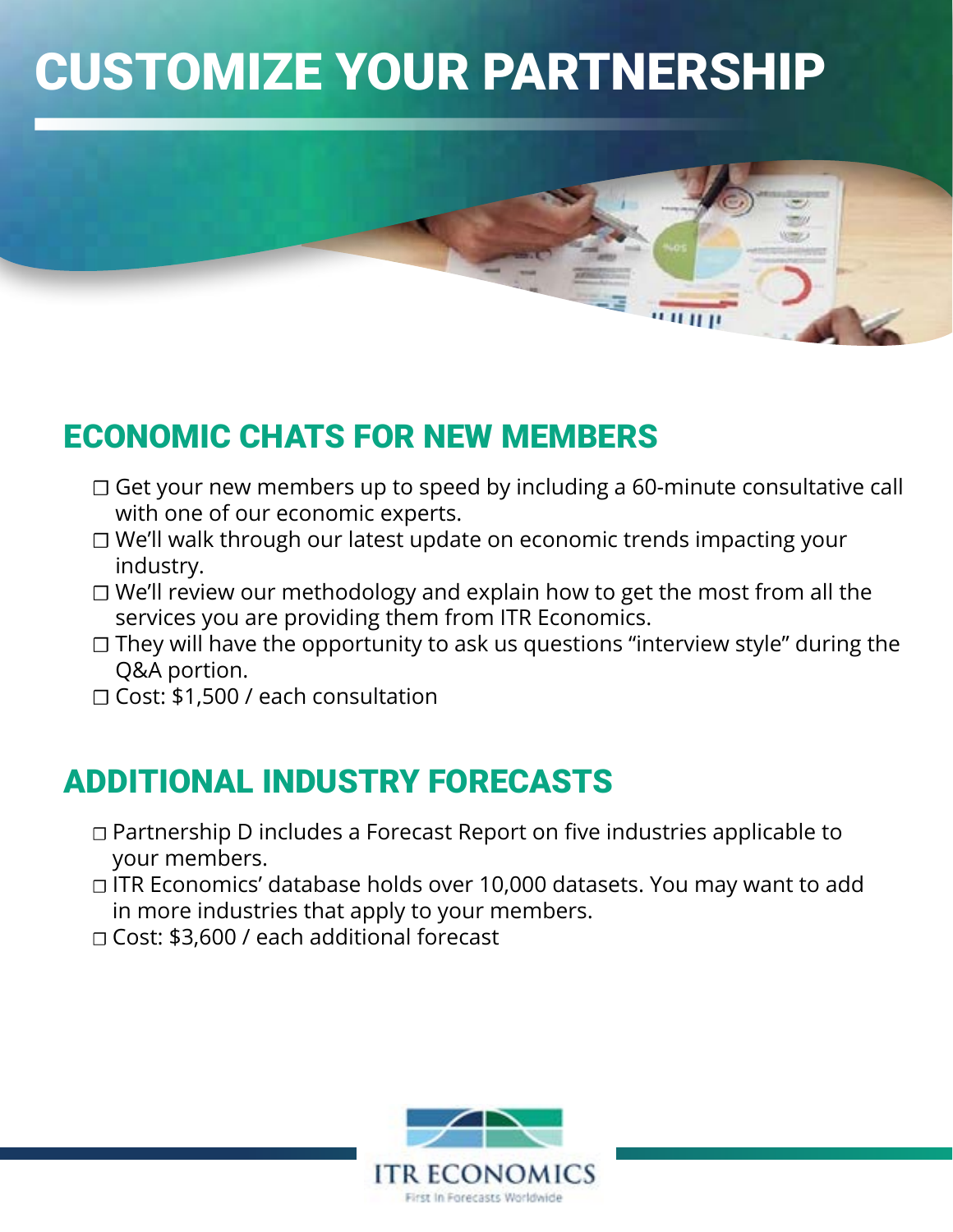# CUSTOMIZE YOUR PARTNERSHIP

## ECONOMIC CHATS FOR NEW MEMBERS

- Get your new members up to speed by including a 60-minute consultative call with one of our economic experts.
- We'll walk through our latest update on economic trends impacting your industry.
- We'll review our methodology and explain how to get the most from all the services you are providing them from ITR Economics.
- They will have the opportunity to ask us questions "interview style" during the Q&A portion.
- Cost: $1,500 / each consultation

## ADDITIONAL INDUSTRY FORECASTS

- Partnership D includes a Forecast Report on five industries applicable to your members.
- ITR Economics' database holds over 10,000 datasets. You may want to add in more industries that apply to your members.
- Cost: $3,600 / each additional forecast

ITR ECONOMICS

First in Forecasts Worldwide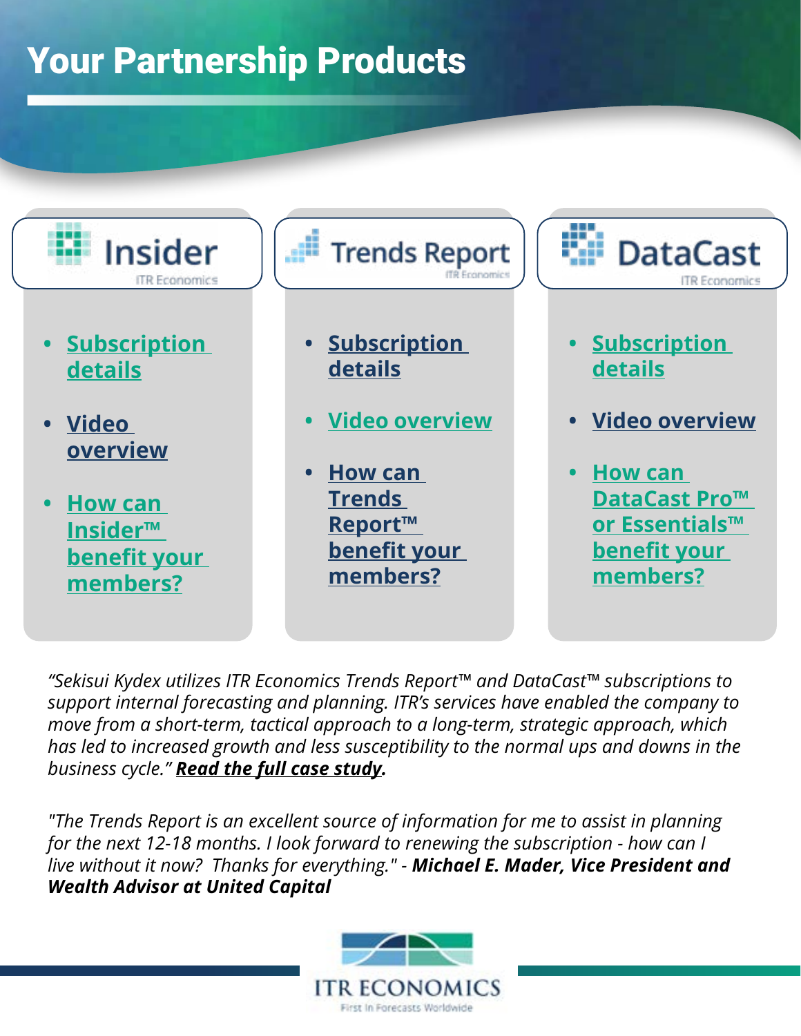# Your Partnership Products

## Insider

ITR Economics

- Subscription details
- Video overview
- How can Insider™ benefit your members?

## Trends Report

ITR Economics

- Subscription details
- Video overview
- How can Trends Report™ benefit your members?

## DataCast

ITR Economics

- Subscription details
- Video overview
- How can DataCast Pro™ or Essentials™ benefit your members?

*“Sekisui Kydex utilizes ITR Economics Trends Report™ and DataCast™ subscriptions to support internal forecasting and planning. ITR’s services have enabled the company to move from a short-term, tactical approach to a long-term, strategic approach, which has led to increased growth and less susceptibility to the normal ups and downs in the business cycle.”* ***Read the full case study.***

*"The Trends Report is an excellent source of information for me to assist in planning for the next 12-18 months. I look forward to renewing the subscription - how can I live without it now? Thanks for everything." -* ***Michael E. Mader, Vice President and Wealth Advisor at United Capital***

ITR ECONOMICS

First In Forecasts Worldwide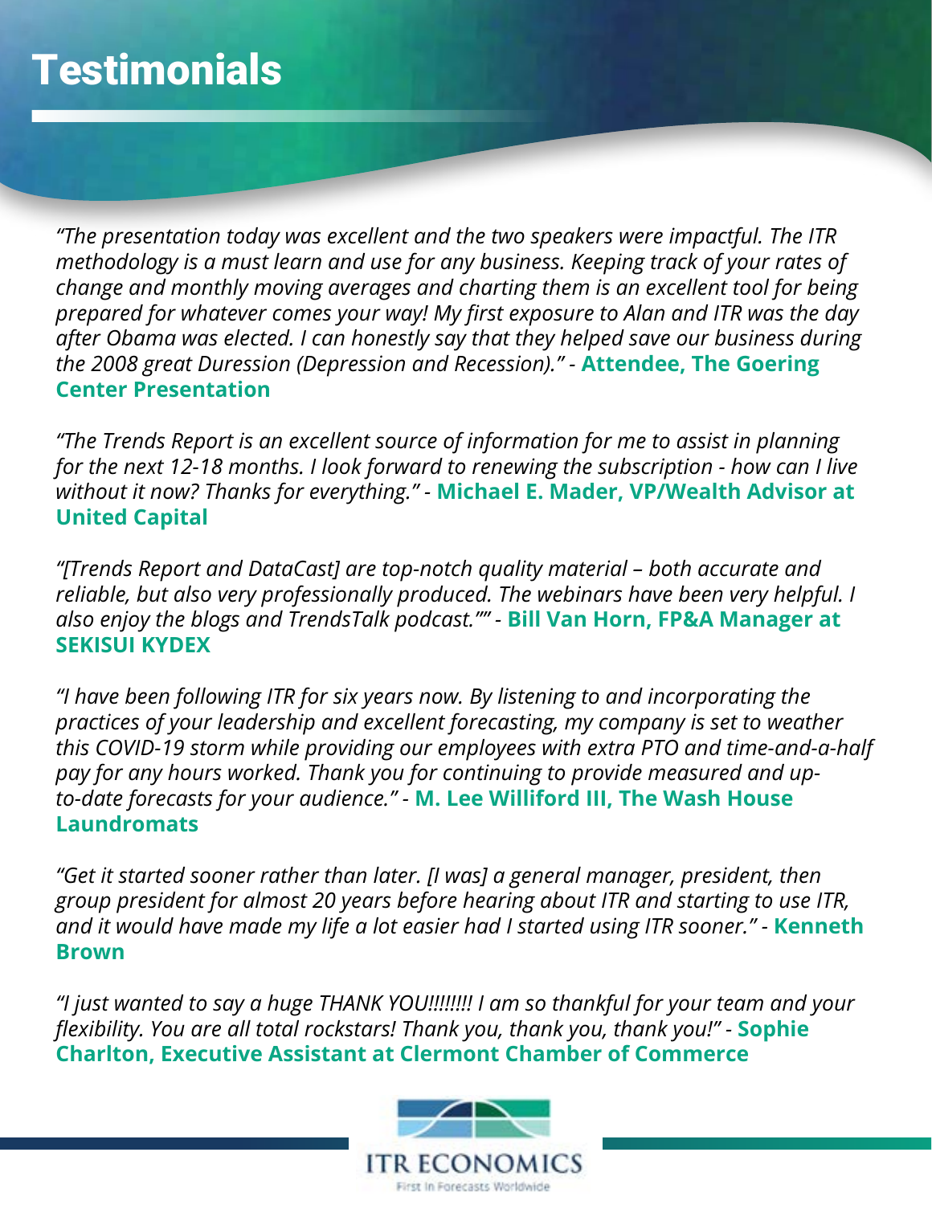# Testimonials

*"The presentation today was excellent and the two speakers were impactful. The ITR methodology is a must learn and use for any business. Keeping track of your rates of change and monthly moving averages and charting them is an excellent tool for being prepared for whatever comes your way! My first exposure to Alan and ITR was the day after Obama was elected. I can honestly say that they helped save our business during the 2008 great Duression (Depression and Recession)."* - **Attendee, The Goering Center Presentation**

*"The Trends Report is an excellent source of information for me to assist in planning for the next 12-18 months. I look forward to renewing the subscription - how can I live without it now? Thanks for everything."* - **Michael E. Mader, VP/Wealth Advisor at United Capital**

*"[Trends Report and DataCast] are top-notch quality material – both accurate and reliable, but also very professionally produced. The webinars have been very helpful. I also enjoy the blogs and TrendsTalk podcast.""* - **Bill Van Horn, FP&A Manager at SEKISUI KYDEX**

*"I have been following ITR for six years now. By listening to and incorporating the practices of your leadership and excellent forecasting, my company is set to weather this COVID-19 storm while providing our employees with extra PTO and time-and-a-half pay for any hours worked. Thank you for continuing to provide measured and up-to-date forecasts for your audience."* - **M. Lee Williford III, The Wash House Laundromats**

*"Get it started sooner rather than later. [I was] a general manager, president, then group president for almost 20 years before hearing about ITR and starting to use ITR, and it would have made my life a lot easier had I started using ITR sooner."* - **Kenneth Brown**

*"I just wanted to say a huge THANK YOU!!!!!!!! I am so thankful for your team and your flexibility. You are all total rockstars! Thank you, thank you, thank you!"* - **Sophie Charlton, Executive Assistant at Clermont Chamber of Commerce**

ITR ECONOMICS
First in Forecasts Worldwide